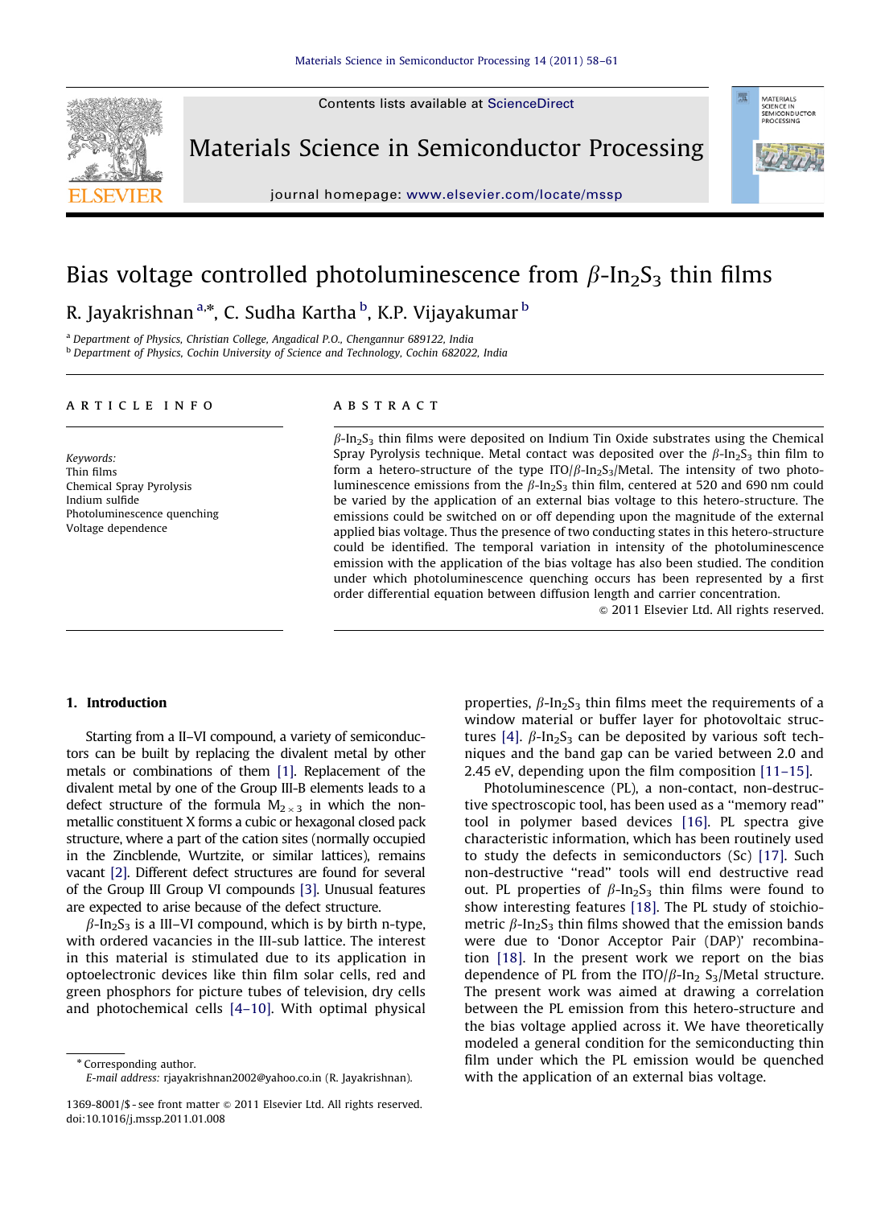# Bias voltage controlled photoluminescence from $\beta$-$In_2S_3$ thin films

R. Jayakrishnan [a,*], C. Sudha Kartha [b], K.P. Vijayakumar [b]

[a] Department of Physics, Christian College, Angadical P.O., Chengannur 689122, India

[b] Department of Physics, Cochin University of Science and Technology, Cochin 682022, India

## ARTICLE INFO

*Keywords:*
Thin films
Chemical Spray Pyrolysis
Indium sulfide
Photoluminescence quenching
Voltage dependence

## ABSTRACT

$\beta$-$In_2S_3$ thin films were deposited on Indium Tin Oxide substrates using the Chemical Spray Pyrolysis technique. Metal contact was deposited over the $\beta$-$In_2S_3$ thin film to form a hetero-structure of the type ITO/$\beta$-$In_2S_3$/Metal. The intensity of two photoluminescence emissions from the $\beta$-$In_2S_3$ thin film, centered at 520 and 690 nm could be varied by the application of an external bias voltage to this hetero-structure. The emissions could be switched on or off depending upon the magnitude of the external applied bias voltage. Thus the presence of two conducting states in this hetero-structure could be identified. The temporal variation in intensity of the photoluminescence emission with the application of the bias voltage has also been studied. The condition under which photoluminescence quenching occurs has been represented by a first order differential equation between diffusion length and carrier concentration.

© 2011 Elsevier Ltd. All rights reserved.

## 1. Introduction

Starting from a II–VI compound, a variety of semiconductors can be built by replacing the divalent metal by other metals or combinations of them [1]. Replacement of the divalent metal by one of the Group III-B elements leads to a defect structure of the formula $M_{2\times3}$ in which the non-metallic constituent X forms a cubic or hexagonal closed pack structure, where a part of the cation sites (normally occupied in the Zincblende, Wurtzite, or similar lattices), remains vacant [2]. Different defect structures are found for several of the Group III Group VI compounds [3]. Unusual features are expected to arise because of the defect structure.

$\beta$-$In_2S_3$ is a III–VI compound, which is by birth n-type, with ordered vacancies in the III-sub lattice. The interest in this material is stimulated due to its application in optoelectronic devices like thin film solar cells, red and green phosphors for picture tubes of television, dry cells and photochemical cells [4–10]. With optimal physical properties, $\beta$-$In_2S_3$ thin films meet the requirements of a window material or buffer layer for photovoltaic structures [4]. $\beta$-$In_2S_3$ can be deposited by various soft techniques and the band gap can be varied between 2.0 and 2.45 eV, depending upon the film composition [11–15].

Photoluminescence (PL), a non-contact, non-destructive spectroscopic tool, has been used as a "memory read" tool in polymer based devices [16]. PL spectra give characteristic information, which has been routinely used to study the defects in semiconductors (Sc) [17]. Such non-destructive "read" tools will end destructive read out. PL properties of $\beta$-$In_2S_3$ thin films were found to show interesting features [18]. The PL study of stoichiometric $\beta$-$In_2S_3$ thin films showed that the emission bands were due to 'Donor Acceptor Pair (DAP)' recombination [18]. In the present work we report on the bias dependence of PL from the ITO/$\beta$-$In_2S_3$/Metal structure. The present work was aimed at drawing a correlation between the PL emission from this hetero-structure and the bias voltage applied across it. We have theoretically modeled a general condition for the semiconducting thin film under which the PL emission would be quenched with the application of an external bias voltage.

\* Corresponding author.
*E-mail address:* rjayakrishnan2002@yahoo.co.in (R. Jayakrishnan).

1369-8001/$ - see front matter © 2011 Elsevier Ltd. All rights reserved.
doi:10.1016/j.mssp.2011.01.008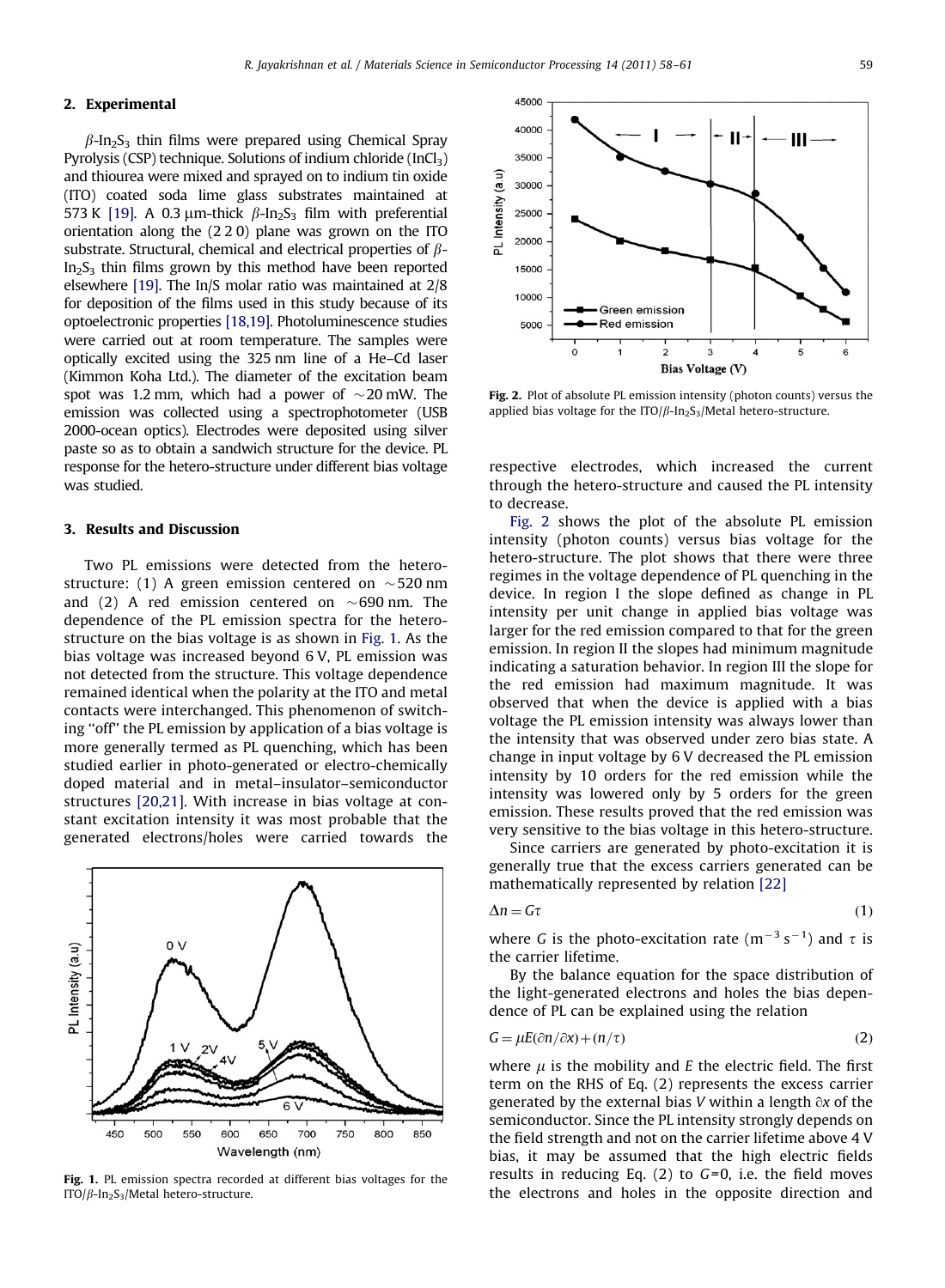## 2. Experimental

$\beta$-$In_2S_3$ thin films were prepared using Chemical Spray Pyrolysis (CSP) technique. Solutions of indium chloride ($InCl_3$) and thiourea were mixed and sprayed on to indium tin oxide (ITO) coated soda lime glass substrates maintained at 573 K [19]. A 0.3 μm-thick $\beta$-$In_2S_3$ film with preferential orientation along the (2 2 0) plane was grown on the ITO substrate. Structural, chemical and electrical properties of $\beta$-$In_2S_3$ thin films grown by this method have been reported elsewhere [19]. The In/S molar ratio was maintained at 2/8 for deposition of the films used in this study because of its optoelectronic properties [18,19]. Photoluminescence studies were carried out at room temperature. The samples were optically excited using the 325 nm line of a He–Cd laser (Kimmon Koha Ltd.). The diameter of the excitation beam spot was 1.2 mm, which had a power of ~20 mW. The emission was collected using a spectrophotometer (USB 2000-ocean optics). Electrodes were deposited using silver paste so as to obtain a sandwich structure for the device. PL response for the hetero-structure under different bias voltage was studied.

## 3. Results and Discussion

Two PL emissions were detected from the hetero-structure: (1) A green emission centered on ~520 nm and (2) A red emission centered on ~690 nm. The dependence of the PL emission spectra for the hetero-structure on the bias voltage is as shown in Fig. 1. As the bias voltage was increased beyond 6 V, PL emission was not detected from the structure. This voltage dependence remained identical when the polarity at the ITO and metal contacts were interchanged. This phenomenon of switching "off" the PL emission by application of a bias voltage is more generally termed as PL quenching, which has been studied earlier in photo-generated or electro-chemically doped material and in metal–insulator–semiconductor structures [20,21]. With increase in bias voltage at constant excitation intensity it was most probable that the generated electrons/holes were carried towards the respective electrodes, which increased the current through the hetero-structure and caused the PL intensity to decrease.

Fig. 1. PL emission spectra recorded at different bias voltages for the ITO/$\beta$-$In_2S_3$/Metal hetero-structure.

Fig. 2. Plot of absolute PL emission intensity (photon counts) versus the applied bias voltage for the ITO/$\beta$-$In_2S_3$/Metal hetero-structure.

Fig. 2 shows the plot of the absolute PL emission intensity (photon counts) versus bias voltage for the hetero-structure. The plot shows that there were three regimes in the voltage dependence of PL quenching in the device. In region I the slope defined as change in PL intensity per unit change in applied bias voltage was larger for the red emission compared to that for the green emission. In region II the slopes had minimum magnitude indicating a saturation behavior. In region III the slope for the red emission had maximum magnitude. It was observed that when the device is applied with a bias voltage the PL emission intensity was always lower than the intensity that was observed under zero bias state. A change in input voltage by 6 V decreased the PL emission intensity by 10 orders for the red emission while the intensity was lowered only by 5 orders for the green emission. These results proved that the red emission was very sensitive to the bias voltage in this hetero-structure.

Since carriers are generated by photo-excitation it is generally true that the excess carriers generated can be mathematically represented by relation [22]

$$\Delta n = G\tau \tag{1}$$

where $G$ is the photo-excitation rate ($m^{-3}\,s^{-1}$) and $\tau$ is the carrier lifetime.

By the balance equation for the space distribution of the light-generated electrons and holes the bias dependence of PL can be explained using the relation

$$G = \mu E(\partial n/\partial x) + (n/\tau) \tag{2}$$

where $\mu$ is the mobility and $E$ the electric field. The first term on the RHS of Eq. (2) represents the excess carrier generated by the external bias $V$ within a length $\partial x$ of the semiconductor. Since the PL intensity strongly depends on the field strength and not on the carrier lifetime above 4 V bias, it may be assumed that the high electric fields results in reducing Eq. (2) to $G=0$, i.e. the field moves the electrons and holes in the opposite direction and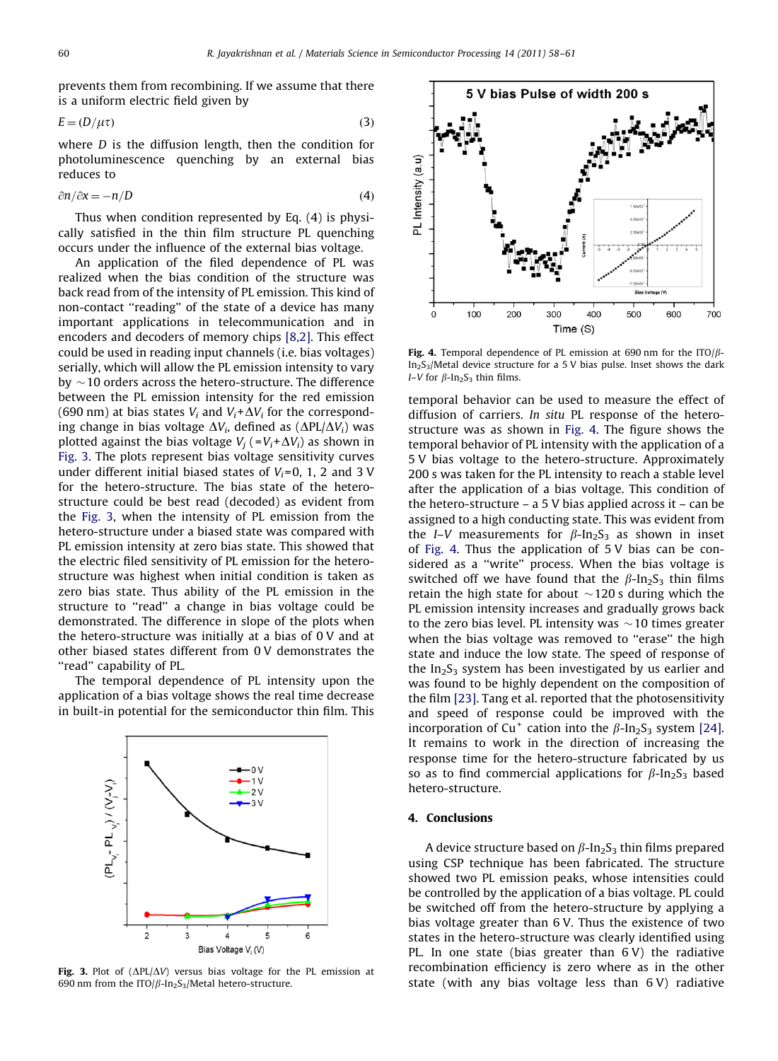prevents them from recombining. If we assume that there is a uniform electric field given by

$$E = (D/\mu\tau) \tag{3}$$

where $D$ is the diffusion length, then the condition for photoluminescence quenching by an external bias reduces to

$$\partial n/\partial x = -n/D \tag{4}$$

Thus when condition represented by Eq. (4) is physically satisfied in the thin film structure PL quenching occurs under the influence of the external bias voltage.

An application of the filed dependence of PL was realized when the bias condition of the structure was back read from of the intensity of PL emission. This kind of non-contact "reading" of the state of a device has many important applications in telecommunication and in encoders and decoders of memory chips [8,2]. This effect could be used in reading input channels (i.e. bias voltages) serially, which will allow the PL emission intensity to vary by ~10 orders across the hetero-structure. The difference between the PL emission intensity for the red emission (690 nm) at bias states $V_i$ and $V_i+\Delta V_i$ for the corresponding change in bias voltage $\Delta V_i$, defined as $(\Delta PL/\Delta V_i)$ was plotted against the bias voltage $V_j$ ($=V_i+\Delta V_i$) as shown in Fig. 3. The plots represent bias voltage sensitivity curves under different initial biased states of $V_i$=0, 1, 2 and 3 V for the hetero-structure. The bias state of the hetero-structure could be best read (decoded) as evident from the Fig. 3, when the intensity of PL emission from the hetero-structure under a biased state was compared with PL emission intensity at zero bias state. This showed that the electric filed sensitivity of PL emission for the hetero-structure was highest when initial condition is taken as zero bias state. Thus ability of the PL emission in the structure to "read" a change in bias voltage could be demonstrated. The difference in slope of the plots when the hetero-structure was initially at a bias of 0 V and at other biased states different from 0 V demonstrates the "read" capability of PL.

The temporal dependence of PL intensity upon the application of a bias voltage shows the real time decrease in built-in potential for the semiconductor thin film. This temporal behavior can be used to measure the effect of diffusion of carriers. *In situ* PL response of the hetero-structure was as shown in Fig. 4. The figure shows the temporal behavior of PL intensity with the application of a 5 V bias voltage to the hetero-structure. Approximately 200 s was taken for the PL intensity to reach a stable level after the application of a bias voltage. This condition of the hetero-structure – a 5 V bias applied across it – can be assigned to a high conducting state. This was evident from the *I–V* measurements for $\beta$-$In_2S_3$ as shown in inset of Fig. 4. Thus the application of 5 V bias can be considered as a "write" process. When the bias voltage is switched off we have found that the $\beta$-$In_2S_3$ thin films retain the high state for about ~120 s during which the PL emission intensity increases and gradually grows back to the zero bias level. PL intensity was ~10 times greater when the bias voltage was removed to "erase" the high state and induce the low state. The speed of response of the $In_2S_3$ system has been investigated by us earlier and was found to be highly dependent on the composition of the film [23]. Tang et al. reported that the photosensitivity and speed of response could be improved with the incorporation of $Cu^+$ cation into the $\beta$-$In_2S_3$ system [24]. It remains to work in the direction of increasing the response time for the hetero-structure fabricated by us so as to find commercial applications for $\beta$-$In_2S_3$ based hetero-structure.

Fig. 3. Plot of $(\Delta PL/\Delta V)$ versus bias voltage for the PL emission at 690 nm from the ITO/$\beta$-$In_2S_3$/Metal hetero-structure.

Fig. 4. Temporal dependence of PL emission at 690 nm for the ITO/$\beta$-$In_2S_3$/Metal device structure for a 5 V bias pulse. Inset shows the dark *I–V* for $\beta$-$In_2S_3$ thin films.

## 4. Conclusions

A device structure based on $\beta$-$In_2S_3$ thin films prepared using CSP technique has been fabricated. The structure showed two PL emission peaks, whose intensities could be controlled by the application of a bias voltage. PL could be switched off from the hetero-structure by applying a bias voltage greater than 6 V. Thus the existence of two states in the hetero-structure was clearly identified using PL. In one state (bias greater than 6 V) the radiative recombination efficiency is zero where as in the other state (with any bias voltage less than 6 V) radiative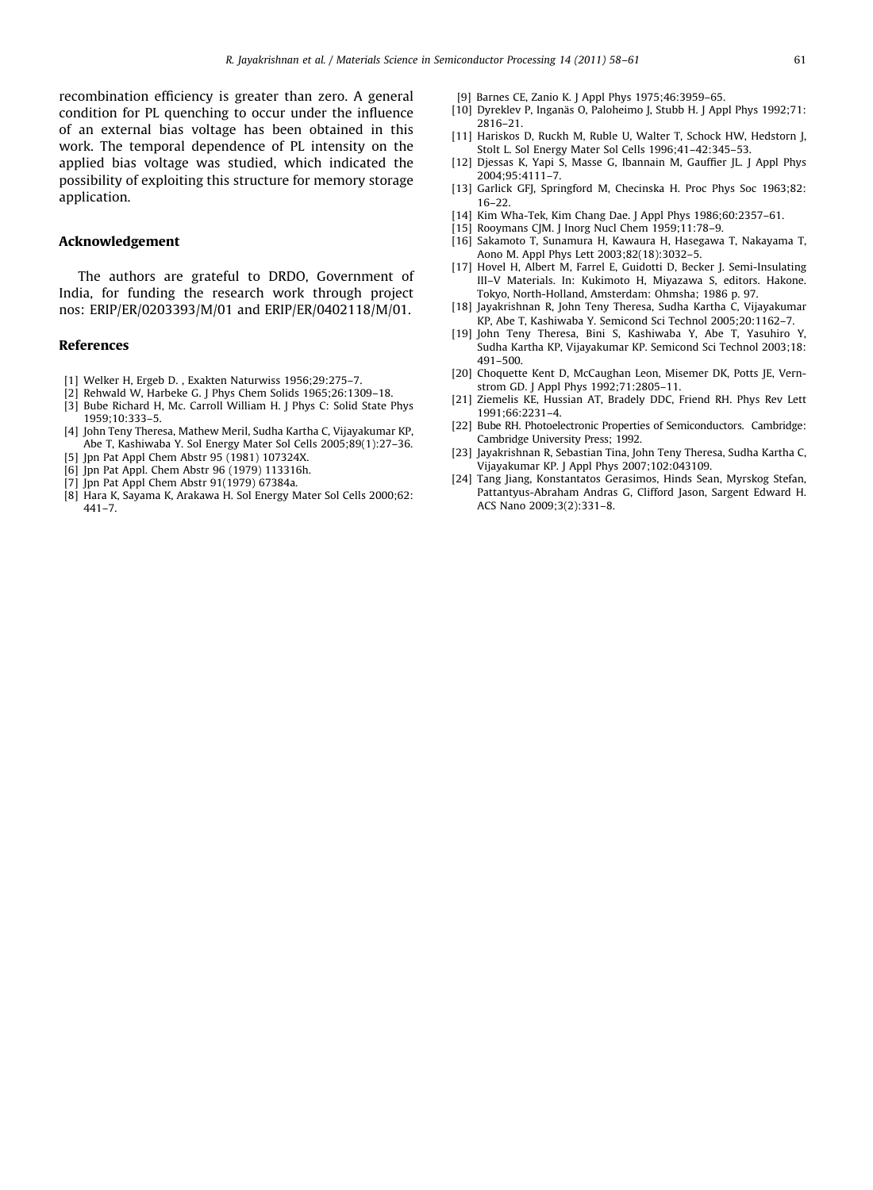recombination efficiency is greater than zero. A general condition for PL quenching to occur under the influence of an external bias voltage has been obtained in this work. The temporal dependence of PL intensity on the applied bias voltage was studied, which indicated the possibility of exploiting this structure for memory storage application.

## Acknowledgement

The authors are grateful to DRDO, Government of India, for funding the research work through project nos: ERIP/ER/0203393/M/01 and ERIP/ER/0402118/M/01.

## References

[1] Welker H, Ergeb D. , Exakten Naturwiss 1956;29:275–7.
[2] Rehwald W, Harbeke G. J Phys Chem Solids 1965;26:1309–18.
[3] Bube Richard H, Mc. Carroll William H. J Phys C: Solid State Phys 1959;10:333–5.
[4] John Teny Theresa, Mathew Meril, Sudha Kartha C, Vijayakumar KP, Abe T, Kashiwaba Y. Sol Energy Mater Sol Cells 2005;89(1):27–36.
[5] Jpn Pat Appl Chem Abstr 95 (1981) 107324X.
[6] Jpn Pat Appl. Chem Abstr 96 (1979) 113316h.
[7] Jpn Pat Appl Chem Abstr 91(1979) 67384a.
[8] Hara K, Sayama K, Arakawa H. Sol Energy Mater Sol Cells 2000;62: 441–7.
[9] Barnes CE, Zanio K. J Appl Phys 1975;46:3959–65.
[10] Dyreklev P, Inganäs O, Paloheimo J, Stubb H. J Appl Phys 1992;71: 2816–21.
[11] Hariskos D, Ruckh M, Ruble U, Walter T, Schock HW, Hedstorn J, Stolt L. Sol Energy Mater Sol Cells 1996;41–42:345–53.
[12] Djessas K, Yapi S, Masse G, Ibannain M, Gauffier JL. J Appl Phys 2004;95:4111–7.
[13] Garlick GFJ, Springford M, Checinska H. Proc Phys Soc 1963;82: 16–22.
[14] Kim Wha-Tek, Kim Chang Dae. J Appl Phys 1986;60:2357–61.
[15] Rooymans CJM. J Inorg Nucl Chem 1959;11:78–9.
[16] Sakamoto T, Sunamura H, Kawaura H, Hasegawa T, Nakayama T, Aono M. Appl Phys Lett 2003;82(18):3032–5.
[17] Hovel H, Albert M, Farrel E, Guidotti D, Becker J. Semi-Insulating III–V Materials. In: Kukimoto H, Miyazawa S, editors. Hakone. Tokyo, North-Holland, Amsterdam: Ohmsha; 1986 p. 97.
[18] Jayakrishnan R, John Teny Theresa, Sudha Kartha C, Vijayakumar KP, Abe T, Kashiwaba Y. Semicond Sci Technol 2005;20:1162–7.
[19] John Teny Theresa, Bini S, Kashiwaba Y, Abe T, Yasuhiro Y, Sudha Kartha KP, Vijayakumar KP. Semicond Sci Technol 2003;18: 491–500.
[20] Choquette Kent D, McCaughan Leon, Misemer DK, Potts JE, Vernstrom GD. J Appl Phys 1992;71:2805–11.
[21] Ziemelis KE, Hussian AT, Bradely DDC, Friend RH. Phys Rev Lett 1991;66:2231–4.
[22] Bube RH. Photoelectronic Properties of Semiconductors. Cambridge: Cambridge University Press; 1992.
[23] Jayakrishnan R, Sebastian Tina, John Teny Theresa, Sudha Kartha C, Vijayakumar KP. J Appl Phys 2007;102:043109.
[24] Tang Jiang, Konstantatos Gerasimos, Hinds Sean, Myrskog Stefan, Pattantyus-Abraham Andras G, Clifford Jason, Sargent Edward H. ACS Nano 2009;3(2):331–8.